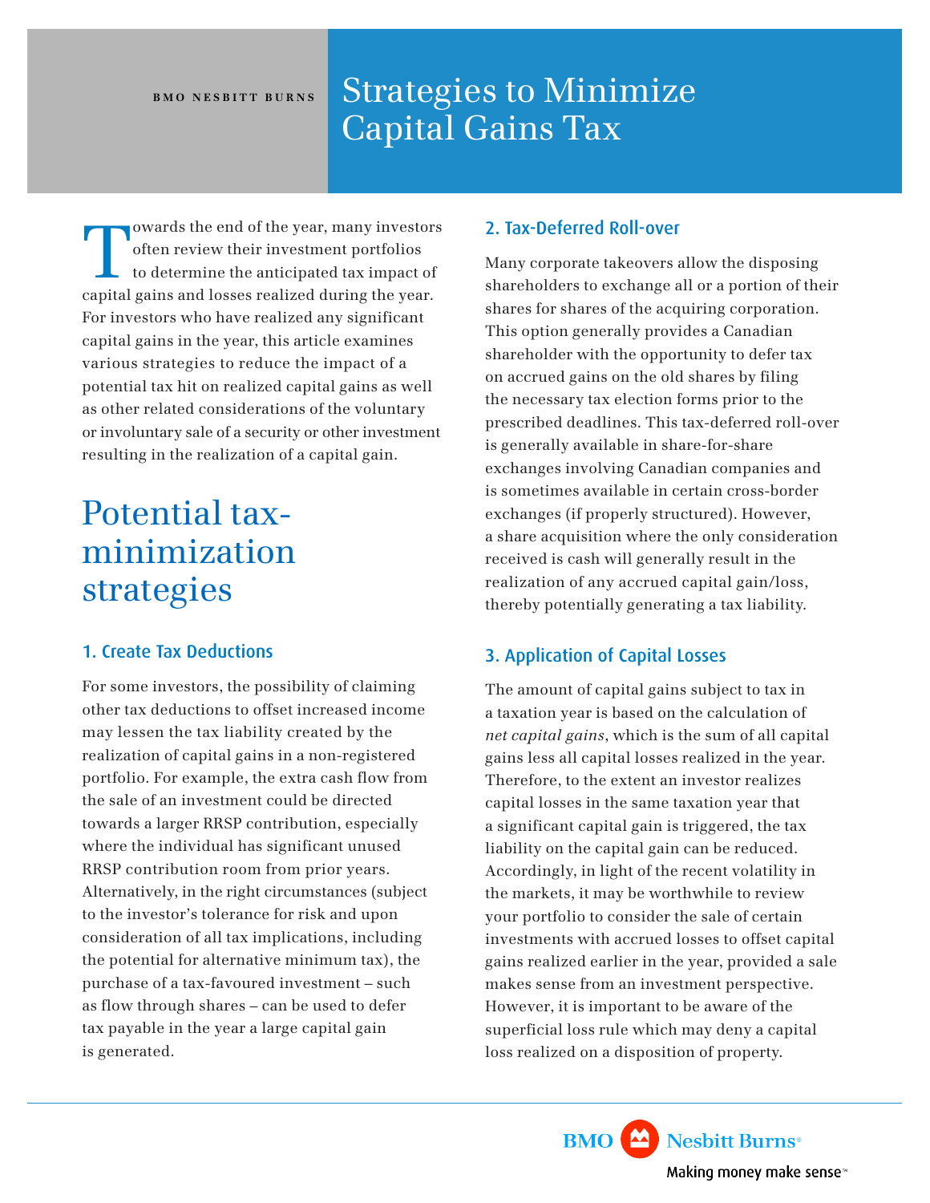BMO NESBITT BURNS

# Strategies to Minimize Capital Gains Tax

Towards the end of the year, many investors often review their investment portfolios to determine the anticipated tax impact of capital gains and losses realized during the year. For investors who have realized any significant capital gains in the year, this article examines various strategies to reduce the impact of a potential tax hit on realized capital gains as well as other related considerations of the voluntary or involuntary sale of a security or other investment resulting in the realization of a capital gain.

## Potential tax-minimization strategies

### 1. Create Tax Deductions

For some investors, the possibility of claiming other tax deductions to offset increased income may lessen the tax liability created by the realization of capital gains in a non-registered portfolio. For example, the extra cash flow from the sale of an investment could be directed towards a larger RRSP contribution, especially where the individual has significant unused RRSP contribution room from prior years. Alternatively, in the right circumstances (subject to the investor's tolerance for risk and upon consideration of all tax implications, including the potential for alternative minimum tax), the purchase of a tax-favoured investment – such as flow through shares – can be used to defer tax payable in the year a large capital gain is generated.

### 2. Tax-Deferred Roll-over

Many corporate takeovers allow the disposing shareholders to exchange all or a portion of their shares for shares of the acquiring corporation. This option generally provides a Canadian shareholder with the opportunity to defer tax on accrued gains on the old shares by filing the necessary tax election forms prior to the prescribed deadlines. This tax-deferred roll-over is generally available in share-for-share exchanges involving Canadian companies and is sometimes available in certain cross-border exchanges (if properly structured). However, a share acquisition where the only consideration received is cash will generally result in the realization of any accrued capital gain/loss, thereby potentially generating a tax liability.

### 3. Application of Capital Losses

The amount of capital gains subject to tax in a taxation year is based on the calculation of *net capital gains*, which is the sum of all capital gains less all capital losses realized in the year. Therefore, to the extent an investor realizes capital losses in the same taxation year that a significant capital gain is triggered, the tax liability on the capital gain can be reduced. Accordingly, in light of the recent volatility in the markets, it may be worthwhile to review your portfolio to consider the sale of certain investments with accrued losses to offset capital gains realized earlier in the year, provided a sale makes sense from an investment perspective. However, it is important to be aware of the superficial loss rule which may deny a capital loss realized on a disposition of property.

BMO Nesbitt Burns®
Making money make sense™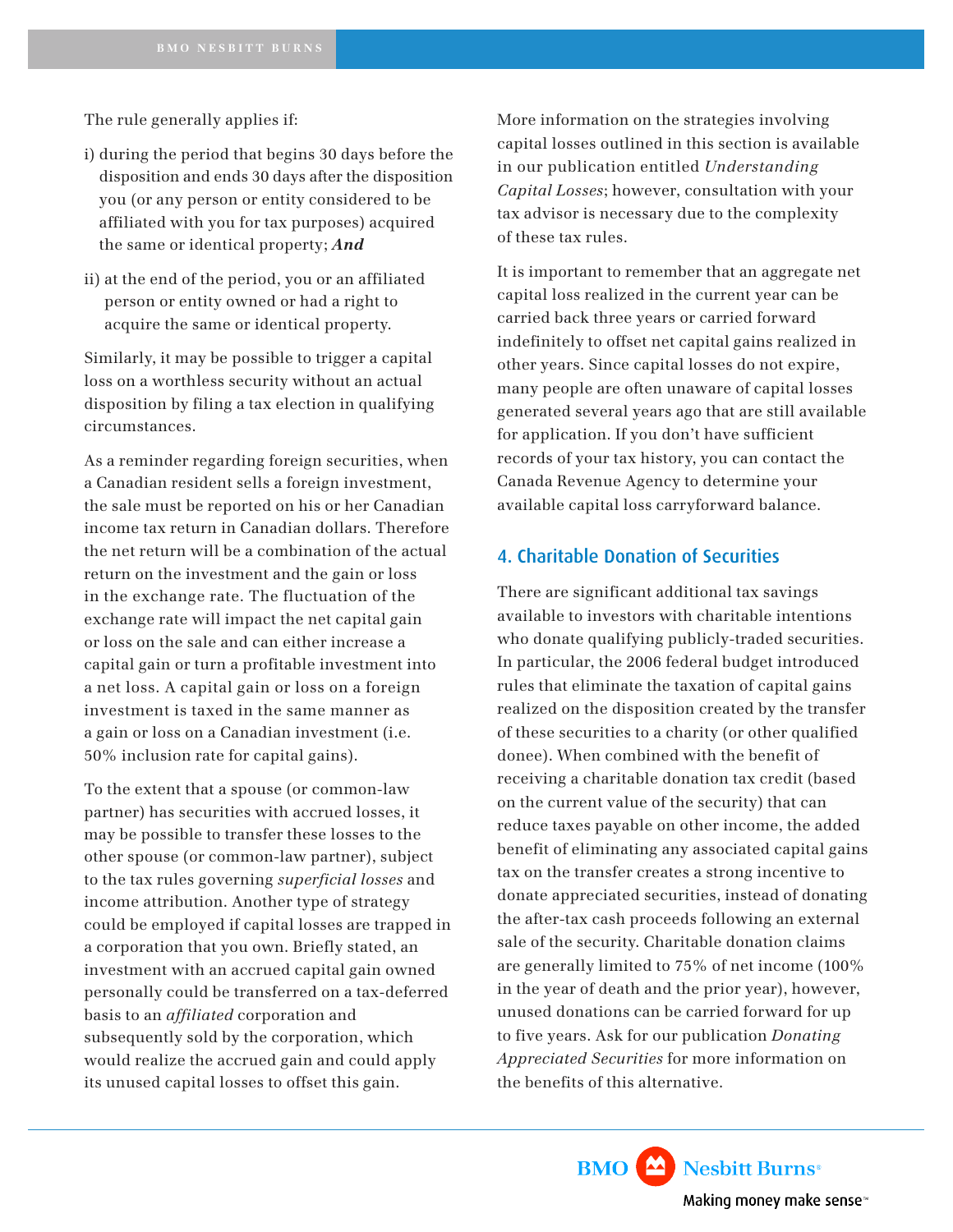The rule generally applies if:

i) during the period that begins 30 days before the disposition and ends 30 days after the disposition you (or any person or entity considered to be affiliated with you for tax purposes) acquired the same or identical property; ***And***

ii) at the end of the period, you or an affiliated person or entity owned or had a right to acquire the same or identical property.

Similarly, it may be possible to trigger a capital loss on a worthless security without an actual disposition by filing a tax election in qualifying circumstances.

As a reminder regarding foreign securities, when a Canadian resident sells a foreign investment, the sale must be reported on his or her Canadian income tax return in Canadian dollars. Therefore the net return will be a combination of the actual return on the investment and the gain or loss in the exchange rate. The fluctuation of the exchange rate will impact the net capital gain or loss on the sale and can either increase a capital gain or turn a profitable investment into a net loss. A capital gain or loss on a foreign investment is taxed in the same manner as a gain or loss on a Canadian investment (i.e. 50% inclusion rate for capital gains).

To the extent that a spouse (or common-law partner) has securities with accrued losses, it may be possible to transfer these losses to the other spouse (or common-law partner), subject to the tax rules governing *superficial losses* and income attribution. Another type of strategy could be employed if capital losses are trapped in a corporation that you own. Briefly stated, an investment with an accrued capital gain owned personally could be transferred on a tax-deferred basis to an *affiliated* corporation and subsequently sold by the corporation, which would realize the accrued gain and could apply its unused capital losses to offset this gain.

More information on the strategies involving capital losses outlined in this section is available in our publication entitled *Understanding Capital Losses*; however, consultation with your tax advisor is necessary due to the complexity of these tax rules.

It is important to remember that an aggregate net capital loss realized in the current year can be carried back three years or carried forward indefinitely to offset net capital gains realized in other years. Since capital losses do not expire, many people are often unaware of capital losses generated several years ago that are still available for application. If you don't have sufficient records of your tax history, you can contact the Canada Revenue Agency to determine your available capital loss carryforward balance.

## 4. Charitable Donation of Securities

There are significant additional tax savings available to investors with charitable intentions who donate qualifying publicly-traded securities. In particular, the 2006 federal budget introduced rules that eliminate the taxation of capital gains realized on the disposition created by the transfer of these securities to a charity (or other qualified donee). When combined with the benefit of receiving a charitable donation tax credit (based on the current value of the security) that can reduce taxes payable on other income, the added benefit of eliminating any associated capital gains tax on the transfer creates a strong incentive to donate appreciated securities, instead of donating the after-tax cash proceeds following an external sale of the security. Charitable donation claims are generally limited to 75% of net income (100% in the year of death and the prior year), however, unused donations can be carried forward for up to five years. Ask for our publication *Donating Appreciated Securities* for more information on the benefits of this alternative.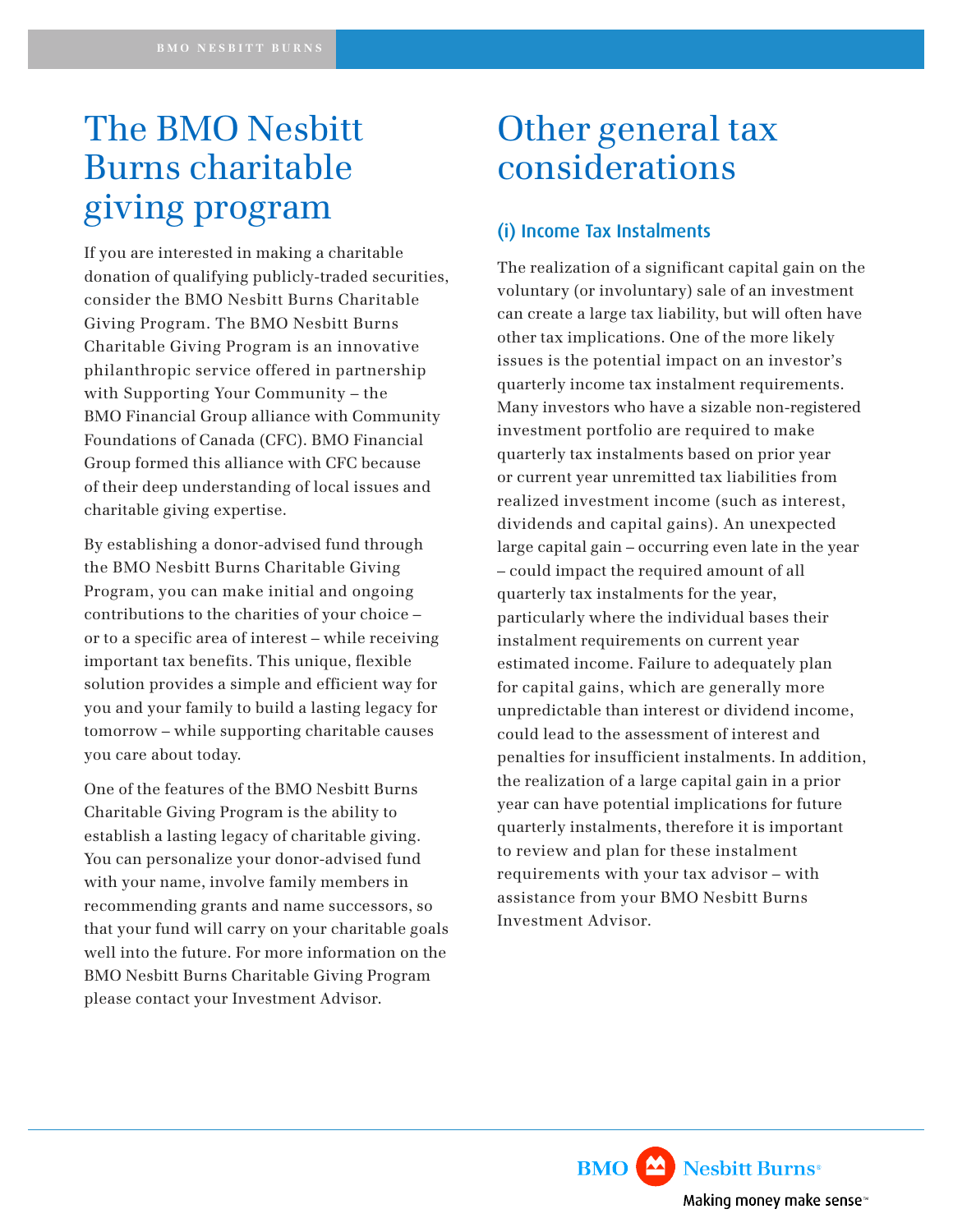# The BMO Nesbitt Burns charitable giving program

If you are interested in making a charitable donation of qualifying publicly-traded securities, consider the BMO Nesbitt Burns Charitable Giving Program. The BMO Nesbitt Burns Charitable Giving Program is an innovative philanthropic service offered in partnership with Supporting Your Community – the BMO Financial Group alliance with Community Foundations of Canada (CFC). BMO Financial Group formed this alliance with CFC because of their deep understanding of local issues and charitable giving expertise.

By establishing a donor-advised fund through the BMO Nesbitt Burns Charitable Giving Program, you can make initial and ongoing contributions to the charities of your choice – or to a specific area of interest – while receiving important tax benefits. This unique, flexible solution provides a simple and efficient way for you and your family to build a lasting legacy for tomorrow – while supporting charitable causes you care about today.

One of the features of the BMO Nesbitt Burns Charitable Giving Program is the ability to establish a lasting legacy of charitable giving. You can personalize your donor-advised fund with your name, involve family members in recommending grants and name successors, so that your fund will carry on your charitable goals well into the future. For more information on the BMO Nesbitt Burns Charitable Giving Program please contact your Investment Advisor.

# Other general tax considerations

## (i) Income Tax Instalments

The realization of a significant capital gain on the voluntary (or involuntary) sale of an investment can create a large tax liability, but will often have other tax implications. One of the more likely issues is the potential impact on an investor's quarterly income tax instalment requirements. Many investors who have a sizable non-registered investment portfolio are required to make quarterly tax instalments based on prior year or current year unremitted tax liabilities from realized investment income (such as interest, dividends and capital gains). An unexpected large capital gain – occurring even late in the year – could impact the required amount of all quarterly tax instalments for the year, particularly where the individual bases their instalment requirements on current year estimated income. Failure to adequately plan for capital gains, which are generally more unpredictable than interest or dividend income, could lead to the assessment of interest and penalties for insufficient instalments. In addition, the realization of a large capital gain in a prior year can have potential implications for future quarterly instalments, therefore it is important to review and plan for these instalment requirements with your tax advisor – with assistance from your BMO Nesbitt Burns Investment Advisor.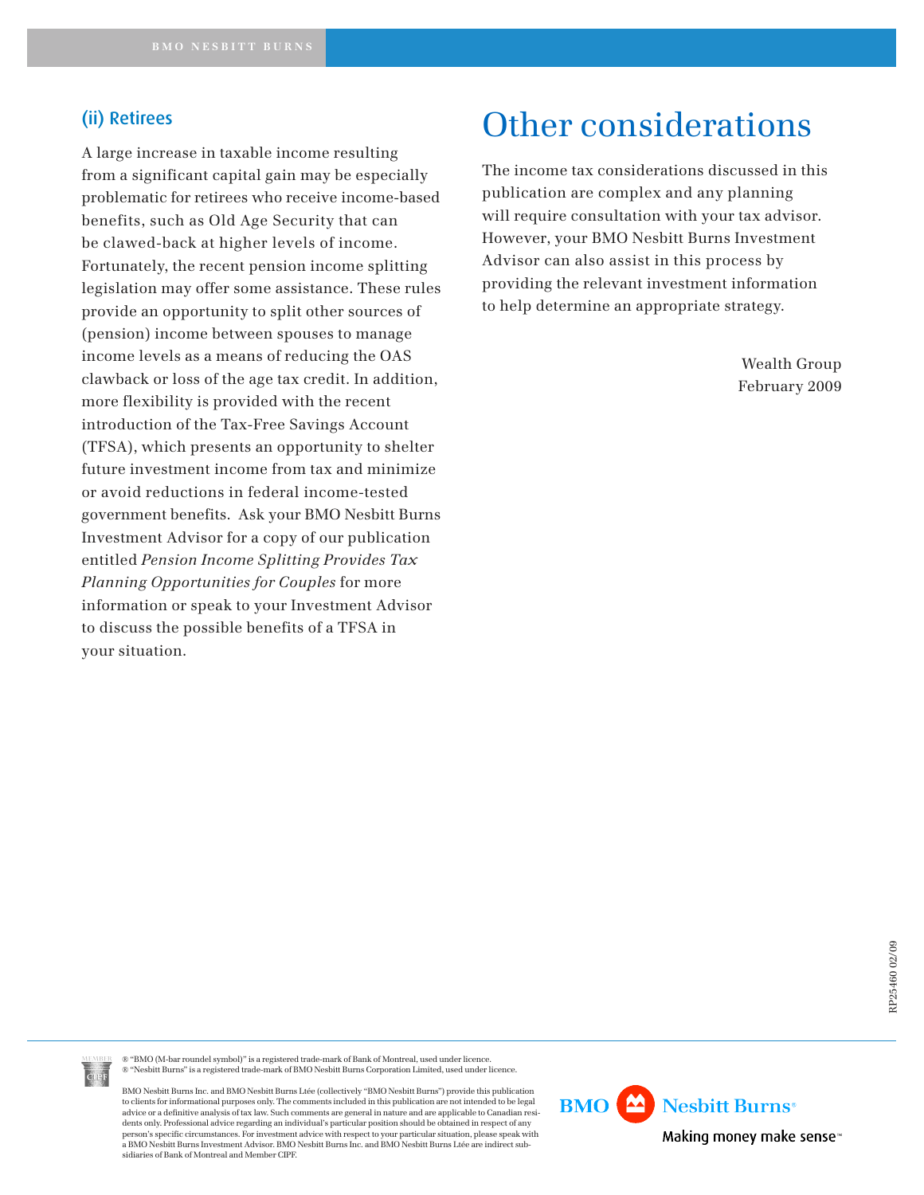### (ii) Retirees

A large increase in taxable income resulting from a significant capital gain may be especially problematic for retirees who receive income-based benefits, such as Old Age Security that can be clawed-back at higher levels of income. Fortunately, the recent pension income splitting legislation may offer some assistance. These rules provide an opportunity to split other sources of (pension) income between spouses to manage income levels as a means of reducing the OAS clawback or loss of the age tax credit. In addition, more flexibility is provided with the recent introduction of the Tax-Free Savings Account (TFSA), which presents an opportunity to shelter future investment income from tax and minimize or avoid reductions in federal income-tested government benefits. Ask your BMO Nesbitt Burns Investment Advisor for a copy of our publication entitled *Pension Income Splitting Provides Tax Planning Opportunities for Couples* for more information or speak to your Investment Advisor to discuss the possible benefits of a TFSA in your situation.

# Other considerations

The income tax considerations discussed in this publication are complex and any planning will require consultation with your tax advisor. However, your BMO Nesbitt Burns Investment Advisor can also assist in this process by providing the relevant investment information to help determine an appropriate strategy.

Wealth Group
February 2009

RP25460 02/09

® "BMO (M-bar roundel symbol)" is a registered trade-mark of Bank of Montreal, used under licence.
® "Nesbitt Burns" is a registered trade-mark of BMO Nesbitt Burns Corporation Limited, used under licence.

BMO Nesbitt Burns Inc. and BMO Nesbitt Burns Ltée (collectively "BMO Nesbitt Burns") provide this publication to clients for informational purposes only. The comments included in this publication are not intended to be legal advice or a definitive analysis of tax law. Such comments are general in nature and are applicable to Canadian residents only. Professional advice regarding an individual's particular position should be obtained in respect of any person's specific circumstances. For investment advice with respect to your particular situation, please speak with a BMO Nesbitt Burns Investment Advisor. BMO Nesbitt Burns Inc. and BMO Nesbitt Burns Ltée are indirect subsidiaries of Bank of Montreal and Member CIPF.

BMO Nesbitt Burns®
Making money make sense℠